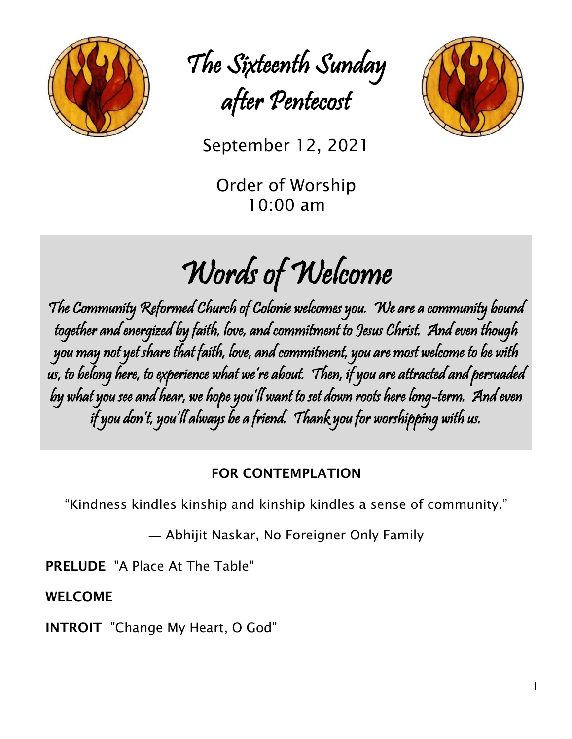# The Sixteenth Sunday after Pentecost

September 12, 2021

Order of Worship
10:00 am

## Words of Welcome

*The Community Reformed Church of Colonie welcomes you. We are a community bound together and energized by faith, love, and commitment to Jesus Christ. And even though you may not yet share that faith, love, and commitment, you are most welcome to be with us, to belong here, to experience what we're about. Then, if you are attracted and persuaded by what you see and hear, we hope you'll want to set down roots here long-term. And even if you don't, you'll always be a friend. Thank you for worshipping with us.*

**FOR CONTEMPLATION**

"Kindness kindles kinship and kinship kindles a sense of community."

— Abhijit Naskar, No Foreigner Only Family

**PRELUDE** "A Place At The Table"

**WELCOME**

**INTROIT** "Change My Heart, O God"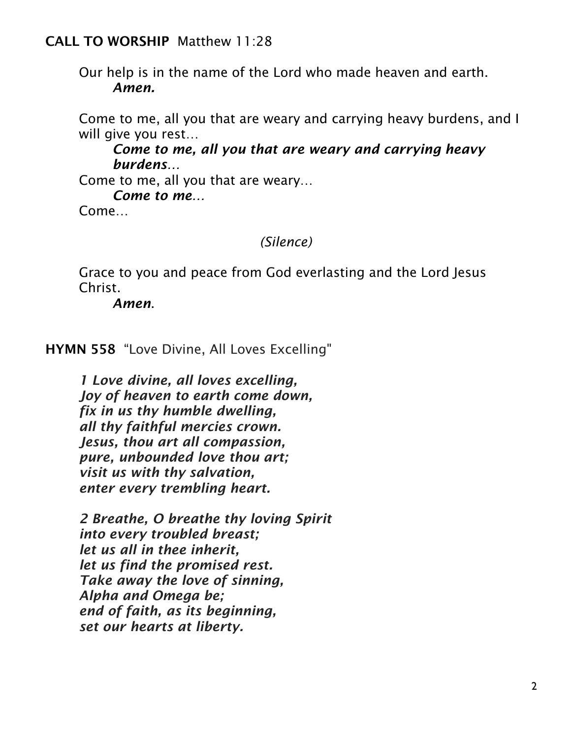**CALL TO WORSHIP** Matthew 11:28

Our help is in the name of the Lord who made heaven and earth.
***Amen.***

Come to me, all you that are weary and carrying heavy burdens, and I will give you rest…
***Come to me, all you that are weary and carrying heavy burdens…***
Come to me, all you that are weary…
***Come to me…***
Come…

*(Silence)*

Grace to you and peace from God everlasting and the Lord Jesus Christ.
***Amen.***

**HYMN 558** "Love Divine, All Loves Excelling"

***1 Love divine, all loves excelling,***
***Joy of heaven to earth come down,***
***fix in us thy humble dwelling,***
***all thy faithful mercies crown.***
***Jesus, thou art all compassion,***
***pure, unbounded love thou art;***
***visit us with thy salvation,***
***enter every trembling heart.***

***2 Breathe, O breathe thy loving Spirit***
***into every troubled breast;***
***let us all in thee inherit,***
***let us find the promised rest.***
***Take away the love of sinning,***
***Alpha and Omega be;***
***end of faith, as its beginning,***
***set our hearts at liberty.***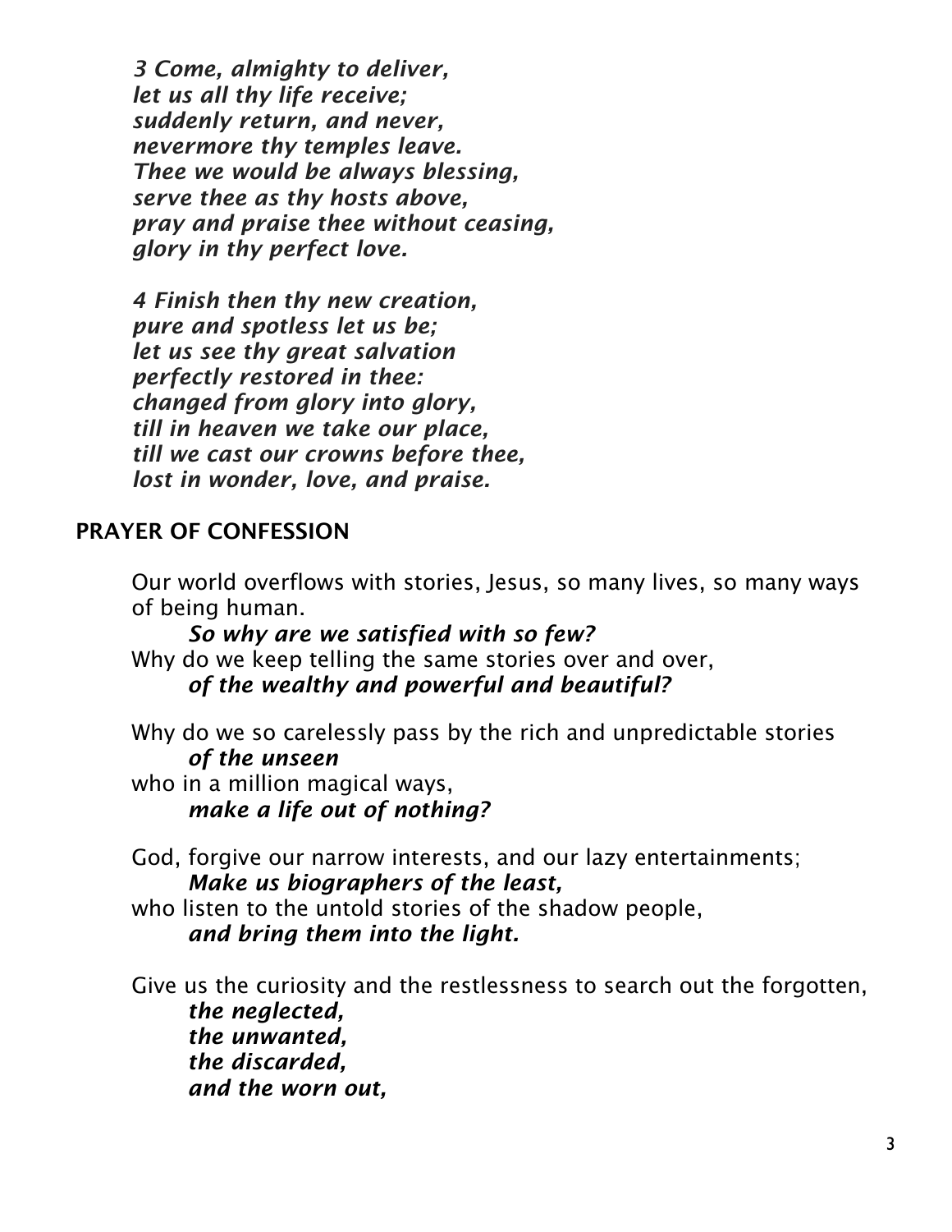*3 Come, almighty to deliver,*
*let us all thy life receive;*
*suddenly return, and never,*
*nevermore thy temples leave.*
*Thee we would be always blessing,*
*serve thee as thy hosts above,*
*pray and praise thee without ceasing,*
*glory in thy perfect love.*

*4 Finish then thy new creation,*
*pure and spotless let us be;*
*let us see thy great salvation*
*perfectly restored in thee:*
*changed from glory into glory,*
*till in heaven we take our place,*
*till we cast our crowns before thee,*
*lost in wonder, love, and praise.*

## PRAYER OF CONFESSION

Our world overflows with stories, Jesus, so many lives, so many ways of being human.
 ***So why are we satisfied with so few?***
Why do we keep telling the same stories over and over,
 ***of the wealthy and powerful and beautiful?***

Why do we so carelessly pass by the rich and unpredictable stories
 ***of the unseen***
who in a million magical ways,
 ***make a life out of nothing?***

God, forgive our narrow interests, and our lazy entertainments;
 ***Make us biographers of the least,***
who listen to the untold stories of the shadow people,
 ***and bring them into the light.***

Give us the curiosity and the restlessness to search out the forgotten,
 ***the neglected,***
 ***the unwanted,***
 ***the discarded,***
 ***and the worn out,***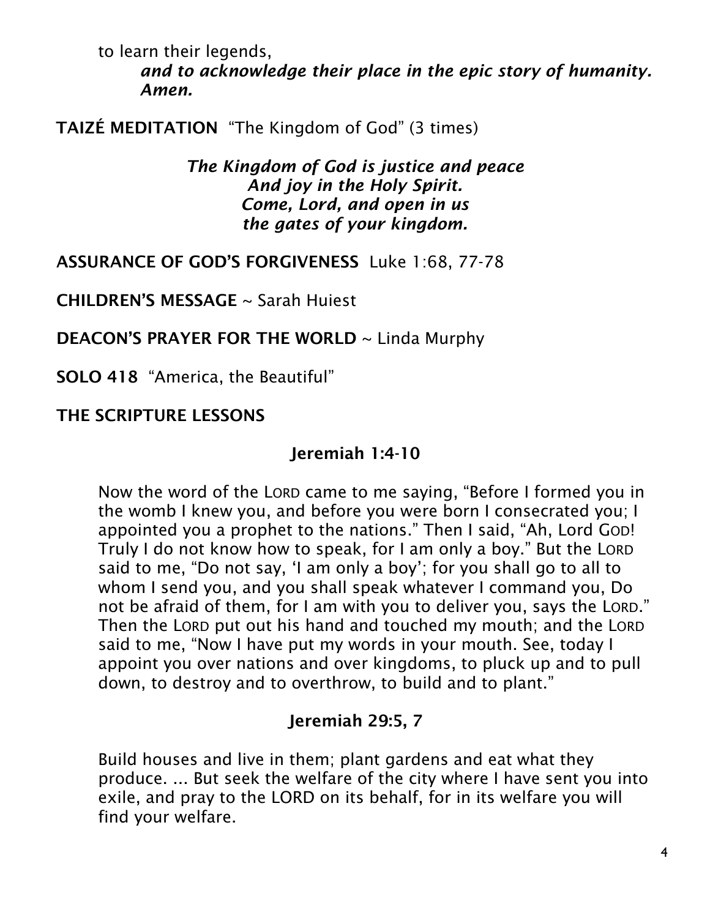to learn their legends,

*and to acknowledge their place in the epic story of humanity. Amen.*

**TAIZÉ MEDITATION** "The Kingdom of God" (3 times)

*The Kingdom of God is justice and peace*
*And joy in the Holy Spirit.*
*Come, Lord, and open in us*
*the gates of your kingdom.*

**ASSURANCE OF GOD'S FORGIVENESS** Luke 1:68, 77-78

**CHILDREN'S MESSAGE** ~ Sarah Huiest

**DEACON'S PRAYER FOR THE WORLD** ~ Linda Murphy

**SOLO 418** "America, the Beautiful"

**THE SCRIPTURE LESSONS**

**Jeremiah 1:4-10**

Now the word of the LORD came to me saying, "Before I formed you in the womb I knew you, and before you were born I consecrated you; I appointed you a prophet to the nations." Then I said, "Ah, Lord GOD! Truly I do not know how to speak, for I am only a boy." But the LORD said to me, "Do not say, 'I am only a boy'; for you shall go to all to whom I send you, and you shall speak whatever I command you, Do not be afraid of them, for I am with you to deliver you, says the LORD." Then the LORD put out his hand and touched my mouth; and the LORD said to me, "Now I have put my words in your mouth. See, today I appoint you over nations and over kingdoms, to pluck up and to pull down, to destroy and to overthrow, to build and to plant."

**Jeremiah 29:5, 7**

Build houses and live in them; plant gardens and eat what they produce. ... But seek the welfare of the city where I have sent you into exile, and pray to the LORD on its behalf, for in its welfare you will find your welfare.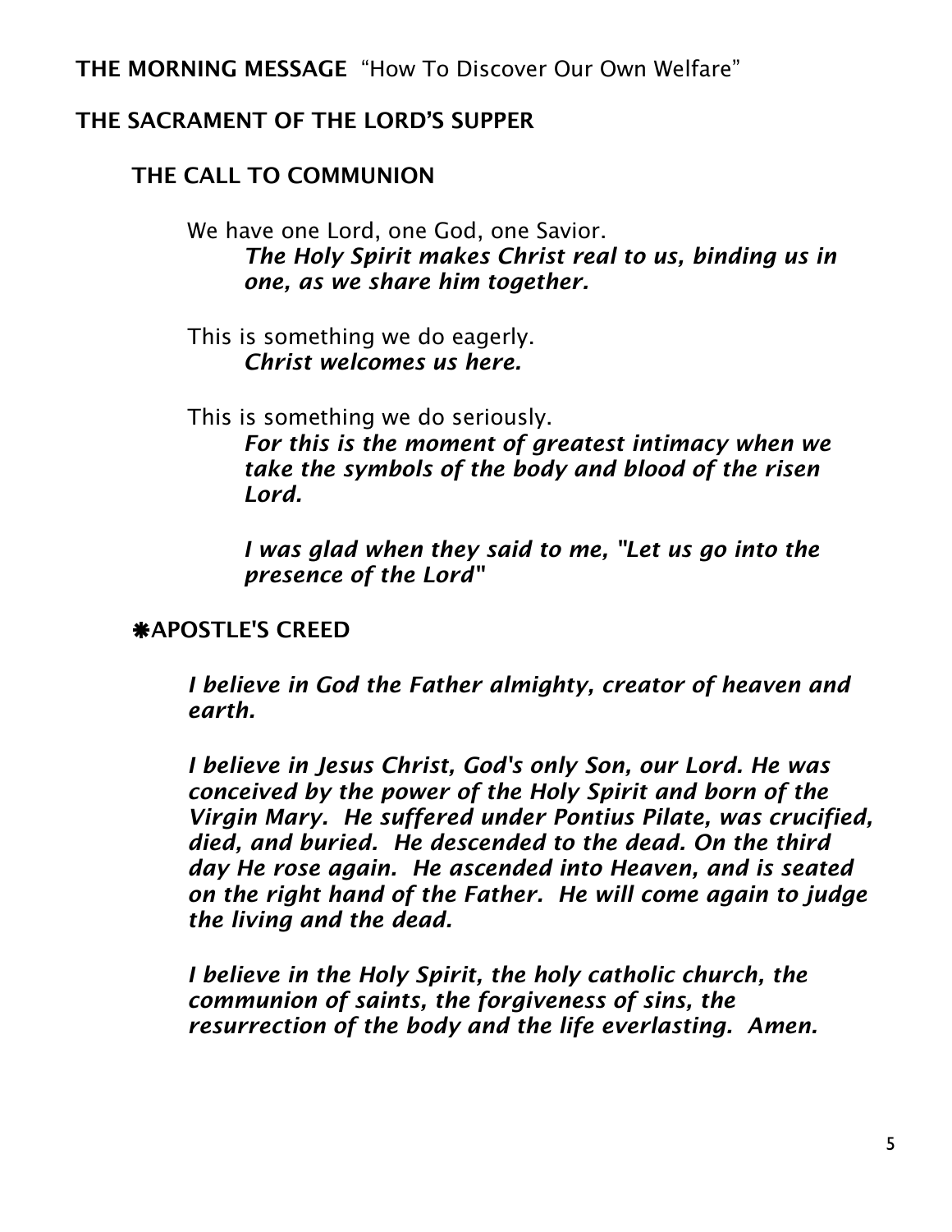**THE MORNING MESSAGE** "How To Discover Our Own Welfare"

**THE SACRAMENT OF THE LORD'S SUPPER**

**THE CALL TO COMMUNION**

We have one Lord, one God, one Savior.
***The Holy Spirit makes Christ real to us, binding us in one, as we share him together.***

This is something we do eagerly.
***Christ welcomes us here.***

This is something we do seriously.
***For this is the moment of greatest intimacy when we take the symbols of the body and blood of the risen Lord.***

***I was glad when they said to me, "Let us go into the presence of the Lord"***

**❋APOSTLE'S CREED**

***I believe in God the Father almighty, creator of heaven and earth.***

***I believe in Jesus Christ, God's only Son, our Lord. He was conceived by the power of the Holy Spirit and born of the Virgin Mary. He suffered under Pontius Pilate, was crucified, died, and buried. He descended to the dead. On the third day He rose again. He ascended into Heaven, and is seated on the right hand of the Father. He will come again to judge the living and the dead.***

***I believe in the Holy Spirit, the holy catholic church, the communion of saints, the forgiveness of sins, the resurrection of the body and the life everlasting. Amen.***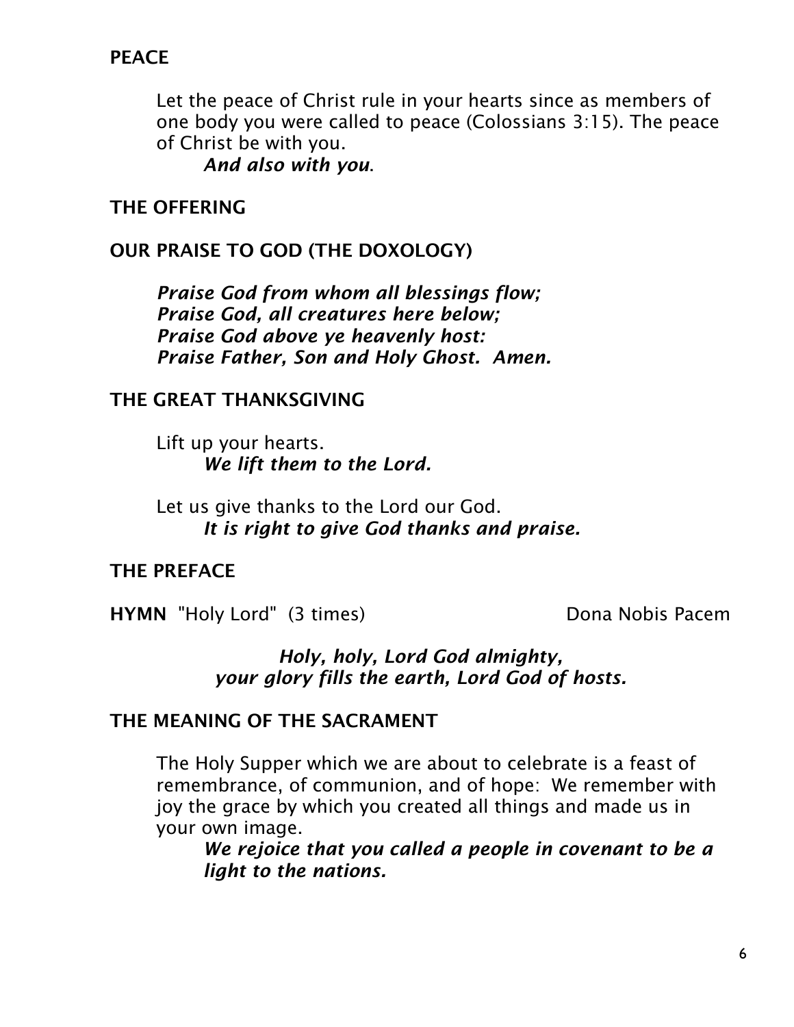## PEACE

Let the peace of Christ rule in your hearts since as members of one body you were called to peace (Colossians 3:15). The peace of Christ be with you.

> ***And also with you.***

## THE OFFERING

## OUR PRAISE TO GOD (THE DOXOLOGY)

***Praise God from whom all blessings flow;***
***Praise God, all creatures here below;***
***Praise God above ye heavenly host:***
***Praise Father, Son and Holy Ghost. Amen.***

## THE GREAT THANKSGIVING

Lift up your hearts.

> ***We lift them to the Lord.***

Let us give thanks to the Lord our God.

> ***It is right to give God thanks and praise.***

## THE PREFACE

**HYMN** "Holy Lord" (3 times) Dona Nobis Pacem

***Holy, holy, Lord God almighty,***
***your glory fills the earth, Lord God of hosts.***

## THE MEANING OF THE SACRAMENT

The Holy Supper which we are about to celebrate is a feast of remembrance, of communion, and of hope: We remember with joy the grace by which you created all things and made us in your own image.

> ***We rejoice that you called a people in covenant to be a light to the nations.***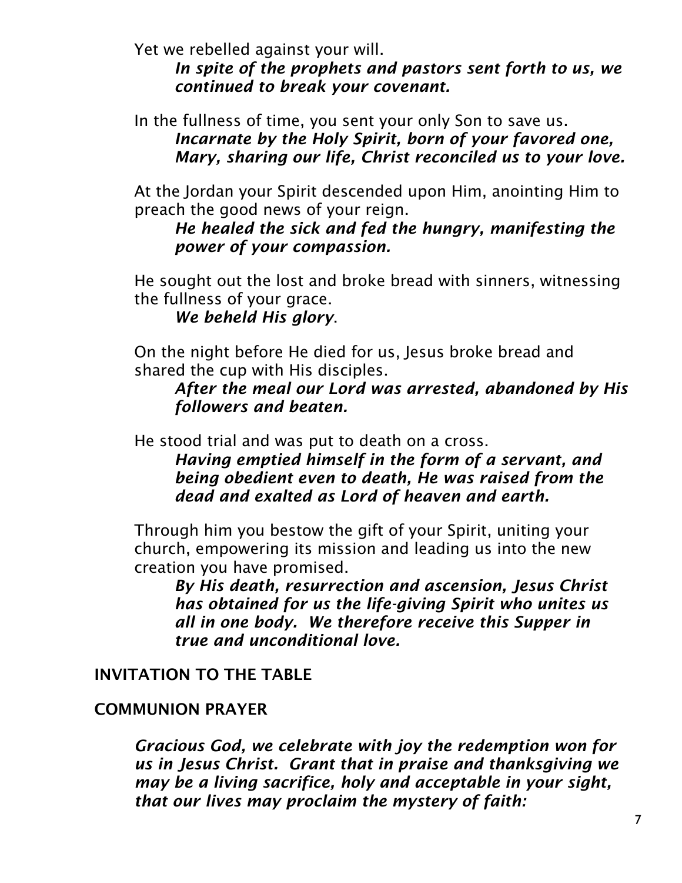Yet we rebelled against your will.

> ***In spite of the prophets and pastors sent forth to us, we continued to break your covenant.***

In the fullness of time, you sent your only Son to save us.

> ***Incarnate by the Holy Spirit, born of your favored one, Mary, sharing our life, Christ reconciled us to your love.***

At the Jordan your Spirit descended upon Him, anointing Him to preach the good news of your reign.

> ***He healed the sick and fed the hungry, manifesting the power of your compassion.***

He sought out the lost and broke bread with sinners, witnessing the fullness of your grace.

> ***We beheld His glory*.**

On the night before He died for us, Jesus broke bread and shared the cup with His disciples.

> ***After the meal our Lord was arrested, abandoned by His followers and beaten.***

He stood trial and was put to death on a cross.

> ***Having emptied himself in the form of a servant, and being obedient even to death, He was raised from the dead and exalted as Lord of heaven and earth.***

Through him you bestow the gift of your Spirit, uniting your church, empowering its mission and leading us into the new creation you have promised.

> ***By His death, resurrection and ascension, Jesus Christ has obtained for us the life-giving Spirit who unites us all in one body. We therefore receive this Supper in true and unconditional love.***

**INVITATION TO THE TABLE**

**COMMUNION PRAYER**

> ***Gracious God, we celebrate with joy the redemption won for us in Jesus Christ. Grant that in praise and thanksgiving we may be a living sacrifice, holy and acceptable in your sight, that our lives may proclaim the mystery of faith:***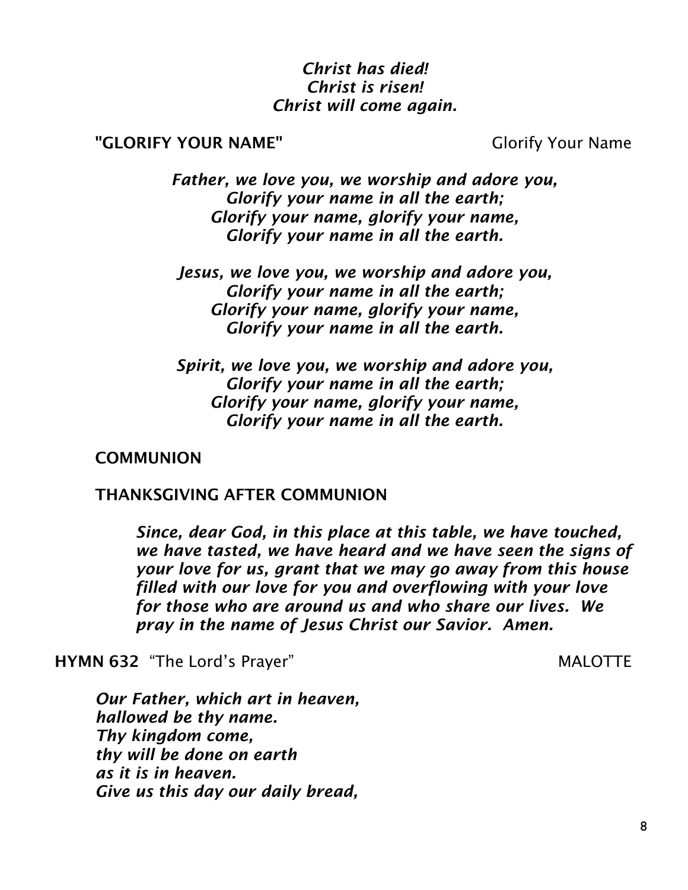*Christ has died!*
*Christ is risen!*
*Christ will come again.*

**"GLORIFY YOUR NAME"** Glorify Your Name

*Father, we love you, we worship and adore you,*
*Glorify your name in all the earth;*
*Glorify your name, glorify your name,*
*Glorify your name in all the earth.*

*Jesus, we love you, we worship and adore you,*
*Glorify your name in all the earth;*
*Glorify your name, glorify your name,*
*Glorify your name in all the earth.*

*Spirit, we love you, we worship and adore you,*
*Glorify your name in all the earth;*
*Glorify your name, glorify your name,*
*Glorify your name in all the earth.*

**COMMUNION**

**THANKSGIVING AFTER COMMUNION**

***Since, dear God, in this place at this table, we have touched, we have tasted, we have heard and we have seen the signs of your love for us, grant that we may go away from this house filled with our love for you and overflowing with your love for those who are around us and who share our lives. We pray in the name of Jesus Christ our Savior. Amen.***

**HYMN 632** "The Lord's Prayer" MALOTTE

***Our Father, which art in heaven,***
***hallowed be thy name.***
***Thy kingdom come,***
***thy will be done on earth***
***as it is in heaven.***
***Give us this day our daily bread,***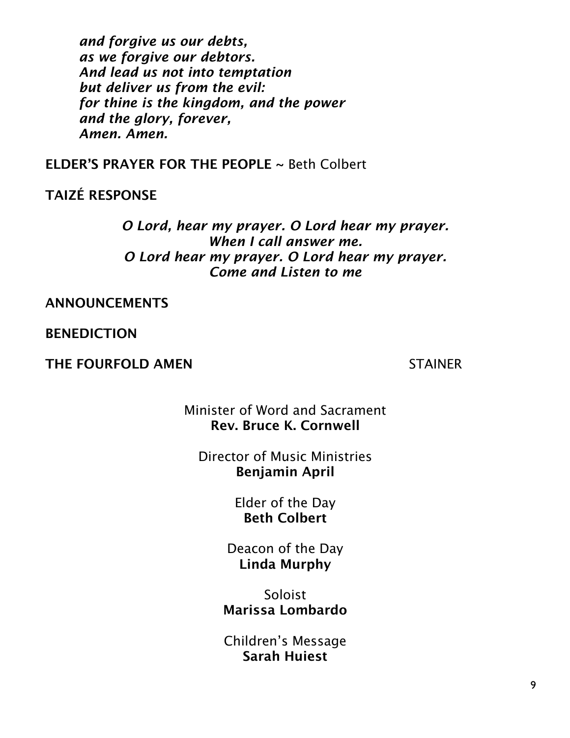***and forgive us our debts,***
***as we forgive our debtors.***
***And lead us not into temptation***
***but deliver us from the evil:***
***for thine is the kingdom, and the power***
***and the glory, forever,***
***Amen. Amen.***

**ELDER'S PRAYER FOR THE PEOPLE** ~ Beth Colbert

**TAIZÉ RESPONSE**

***O Lord, hear my prayer. O Lord hear my prayer.***
***When I call answer me.***
***O Lord hear my prayer. O Lord hear my prayer.***
***Come and Listen to me***

**ANNOUNCEMENTS**

**BENEDICTION**

**THE FOURFOLD AMEN** STAINER

Minister of Word and Sacrament
**Rev. Bruce K. Cornwell**

Director of Music Ministries
**Benjamin April**

Elder of the Day
**Beth Colbert**

Deacon of the Day
**Linda Murphy**

Soloist
**Marissa Lombardo**

Children's Message
**Sarah Huiest**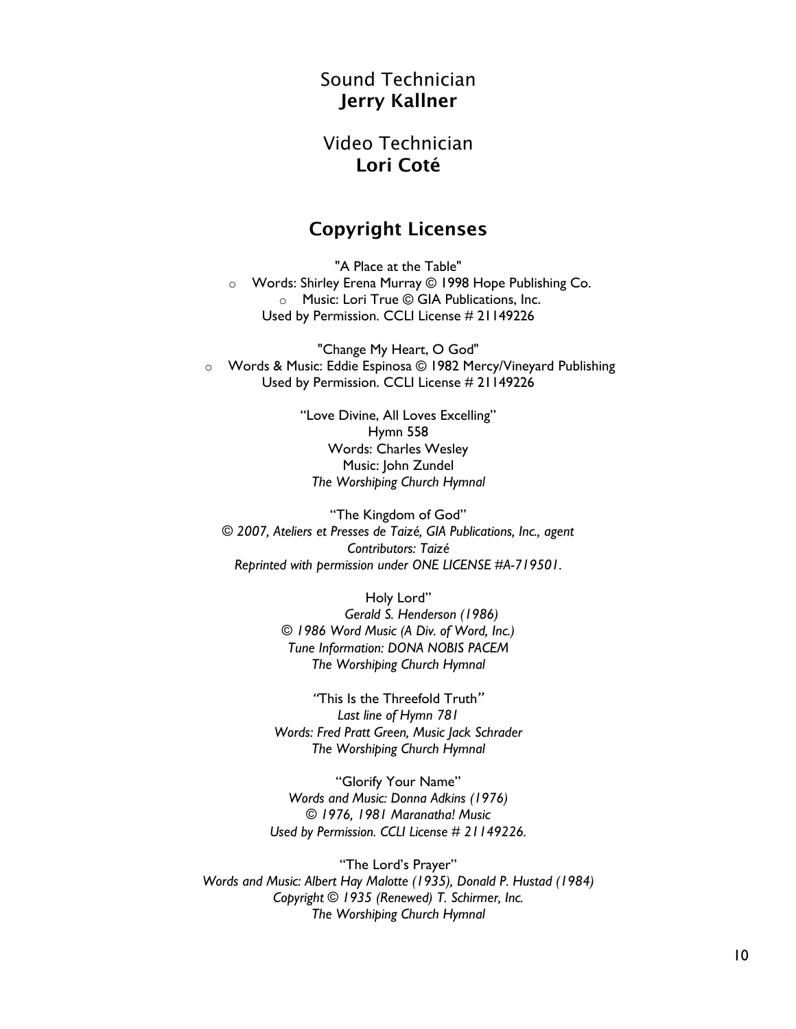Sound Technician
**Jerry Kallner**

Video Technician
**Lori Coté**

## Copyright Licenses

"A Place at the Table"

- Words: Shirley Erena Murray © 1998 Hope Publishing Co.
- Music: Lori True © GIA Publications, Inc.

Used by Permission. CCLI License # 21149226

"Change My Heart, O God"

- Words & Music: Eddie Espinosa © 1982 Mercy/Vineyard Publishing

Used by Permission. CCLI License # 21149226

"Love Divine, All Loves Excelling"
Hymn 558
Words: Charles Wesley
Music: John Zundel
*The Worshiping Church Hymnal*

"The Kingdom of God"
*© 2007, Ateliers et Presses de Taizé, GIA Publications, Inc., agent*
*Contributors: Taizé*
*Reprinted with permission under ONE LICENSE #A-719501.*

Holy Lord"
*Gerald S. Henderson (1986)*
*© 1986 Word Music (A Div. of Word, Inc.)*
*Tune Information: DONA NOBIS PACEM*
*The Worshiping Church Hymnal*

"This Is the Threefold Truth"
*Last line of Hymn 781*
*Words: Fred Pratt Green, Music Jack Schrader*
*The Worshiping Church Hymnal*

"Glorify Your Name"
*Words and Music: Donna Adkins (1976)*
*© 1976, 1981 Maranatha! Music*
*Used by Permission. CCLI License # 21149226.*

"The Lord's Prayer"
*Words and Music: Albert Hay Malotte (1935), Donald P. Hustad (1984)*
*Copyright © 1935 (Renewed) T. Schirmer, Inc.*
*The Worshiping Church Hymnal*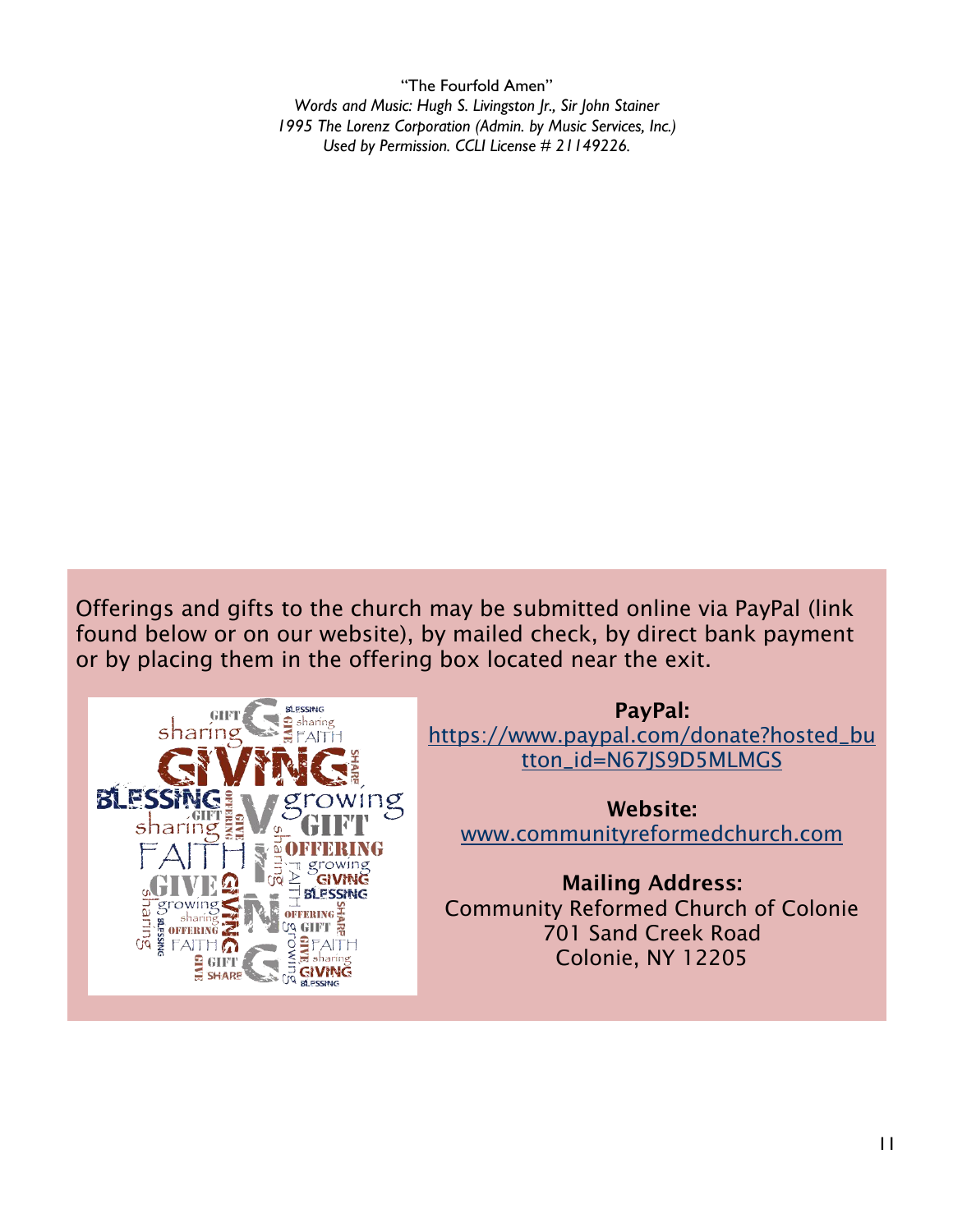"The Fourfold Amen"

*Words and Music: Hugh S. Livingston Jr., Sir John Stainer*
*1995 The Lorenz Corporation (Admin. by Music Services, Inc.)*
*Used by Permission. CCLI License # 21149226.*

Offerings and gifts to the church may be submitted online via PayPal (link found below or on our website), by mailed check, by direct bank payment or by placing them in the offering box located near the exit.

**PayPal:**
[https://www.paypal.com/donate?hosted_button_id=N67JS9D5MLMGS](https://www.paypal.com/donate?hosted_button_id=N67JS9D5MLMGS)

**Website:**
[www.communityreformedchurch.com](http://www.communityreformedchurch.com)

**Mailing Address:**
Community Reformed Church of Colonie
701 Sand Creek Road
Colonie, NY 12205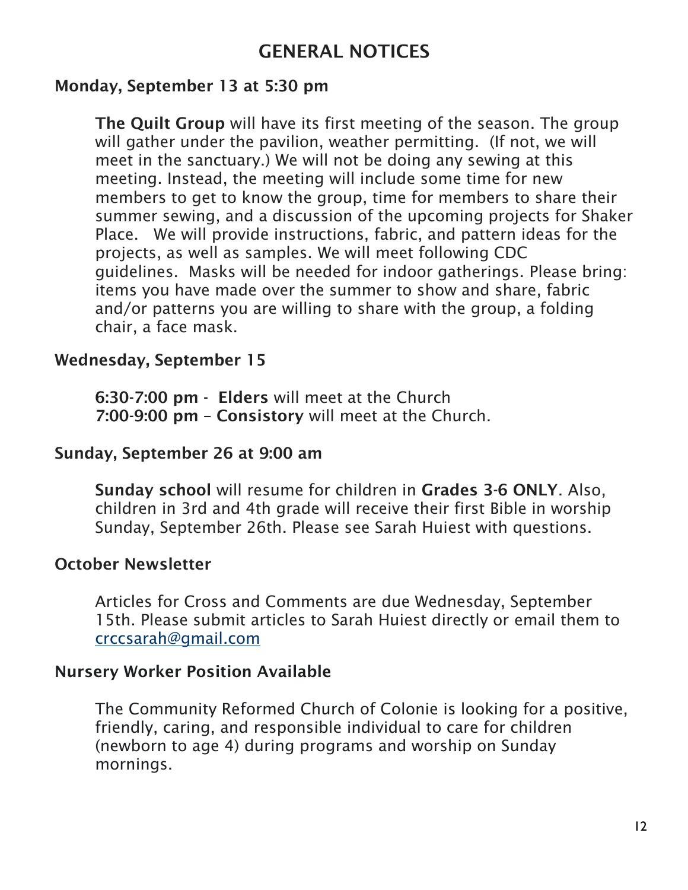# GENERAL NOTICES

**Monday, September 13 at 5:30 pm**

**The Quilt Group** will have its first meeting of the season. The group will gather under the pavilion, weather permitting. (If not, we will meet in the sanctuary.) We will not be doing any sewing at this meeting. Instead, the meeting will include some time for new members to get to know the group, time for members to share their summer sewing, and a discussion of the upcoming projects for Shaker Place. We will provide instructions, fabric, and pattern ideas for the projects, as well as samples. We will meet following CDC guidelines. Masks will be needed for indoor gatherings. Please bring: items you have made over the summer to show and share, fabric and/or patterns you are willing to share with the group, a folding chair, a face mask.

**Wednesday, September 15**

**6:30-7:00 pm** - **Elders** will meet at the Church
**7:00-9:00 pm** – **Consistory** will meet at the Church.

**Sunday, September 26 at 9:00 am**

**Sunday school** will resume for children in **Grades 3-6 ONLY**. Also, children in 3rd and 4th grade will receive their first Bible in worship Sunday, September 26th. Please see Sarah Huiest with questions.

**October Newsletter**

Articles for Cross and Comments are due Wednesday, September 15th. Please submit articles to Sarah Huiest directly or email them to crccsarah@gmail.com

**Nursery Worker Position Available**

The Community Reformed Church of Colonie is looking for a positive, friendly, caring, and responsible individual to care for children (newborn to age 4) during programs and worship on Sunday mornings.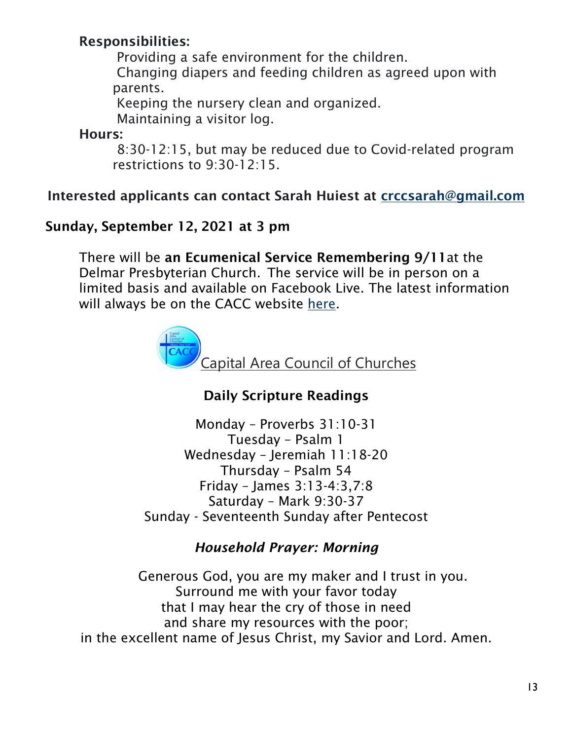**Responsibilities:**

Providing a safe environment for the children.
Changing diapers and feeding children as agreed upon with parents.
Keeping the nursery clean and organized.
Maintaining a visitor log.

**Hours:**

8:30-12:15, but may be reduced due to Covid-related program restrictions to 9:30-12:15.

**Interested applicants can contact Sarah Huiest at crccsarah@gmail.com**

**Sunday, September 12, 2021 at 3 pm**

There will be **an Ecumenical Service Remembering 9/11**at the Delmar Presbyterian Church. The service will be in person on a limited basis and available on Facebook Live. The latest information will always be on the CACC website here.

Capital Area Council of Churches

**Daily Scripture Readings**

Monday – Proverbs 31:10-31
Tuesday – Psalm 1
Wednesday – Jeremiah 11:18-20
Thursday – Psalm 54
Friday – James 3:13-4:3,7:8
Saturday – Mark 9:30-37
Sunday - Seventeenth Sunday after Pentecost

***Household Prayer: Morning***

Generous God, you are my maker and I trust in you.
Surround me with your favor today
that I may hear the cry of those in need
and share my resources with the poor;
in the excellent name of Jesus Christ, my Savior and Lord. Amen.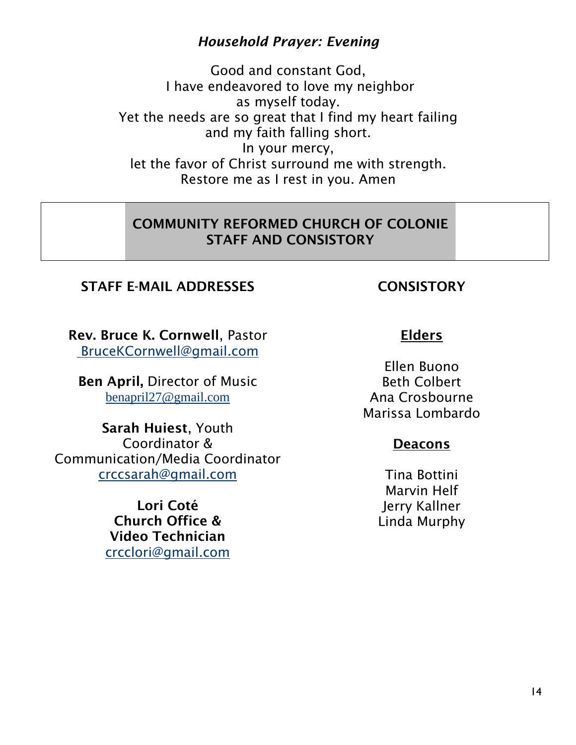### *Household Prayer: Evening*

Good and constant God,
I have endeavored to love my neighbor
as myself today.
Yet the needs are so great that I find my heart failing
and my faith falling short.
In your mercy,
let the favor of Christ surround me with strength.
Restore me as I rest in you. Amen

## COMMUNITY REFORMED CHURCH OF COLONIE STAFF AND CONSISTORY

### STAFF E-MAIL ADDRESSES

**Rev. Bruce K. Cornwell**, Pastor
BruceKCornwell@gmail.com

**Ben April,** Director of Music
benapril27@gmail.com

**Sarah Huiest**, Youth Coordinator & Communication/Media Coordinator
crccsarah@gmail.com

**Lori Coté**
**Church Office & Video Technician**
crcclori@gmail.com

### CONSISTORY

**Elders**

Ellen Buono
Beth Colbert
Ana Crosbourne
Marissa Lombardo

**Deacons**

Tina Bottini
Marvin Helf
Jerry Kallner
Linda Murphy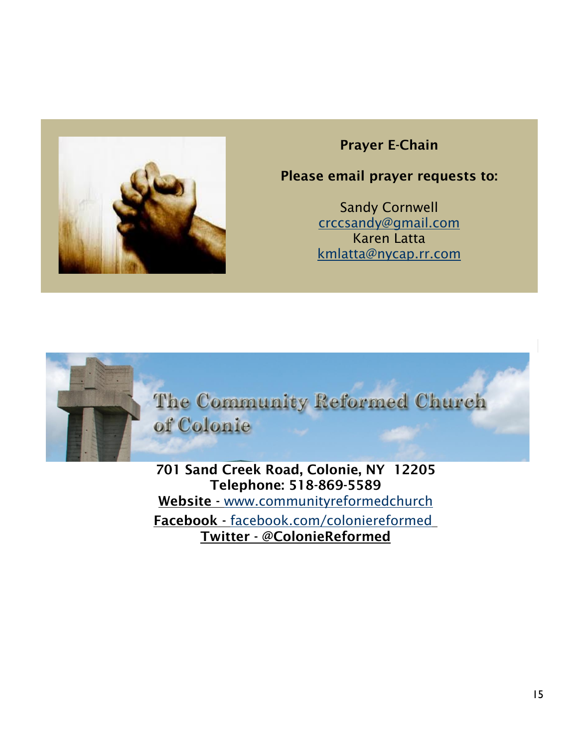**Prayer E-Chain**

**Please email prayer requests to:**

Sandy Cornwell
crccsandy@gmail.com
Karen Latta
kmlatta@nycap.rr.com

The Community Reformed Church of Colonie

**701 Sand Creek Road, Colonie, NY 12205**
**Telephone: 518-869-5589**
**Website** - www.communityreformedchurch
**Facebook** - facebook.com/coloniereformed
**Twitter - @ColonieReformed**